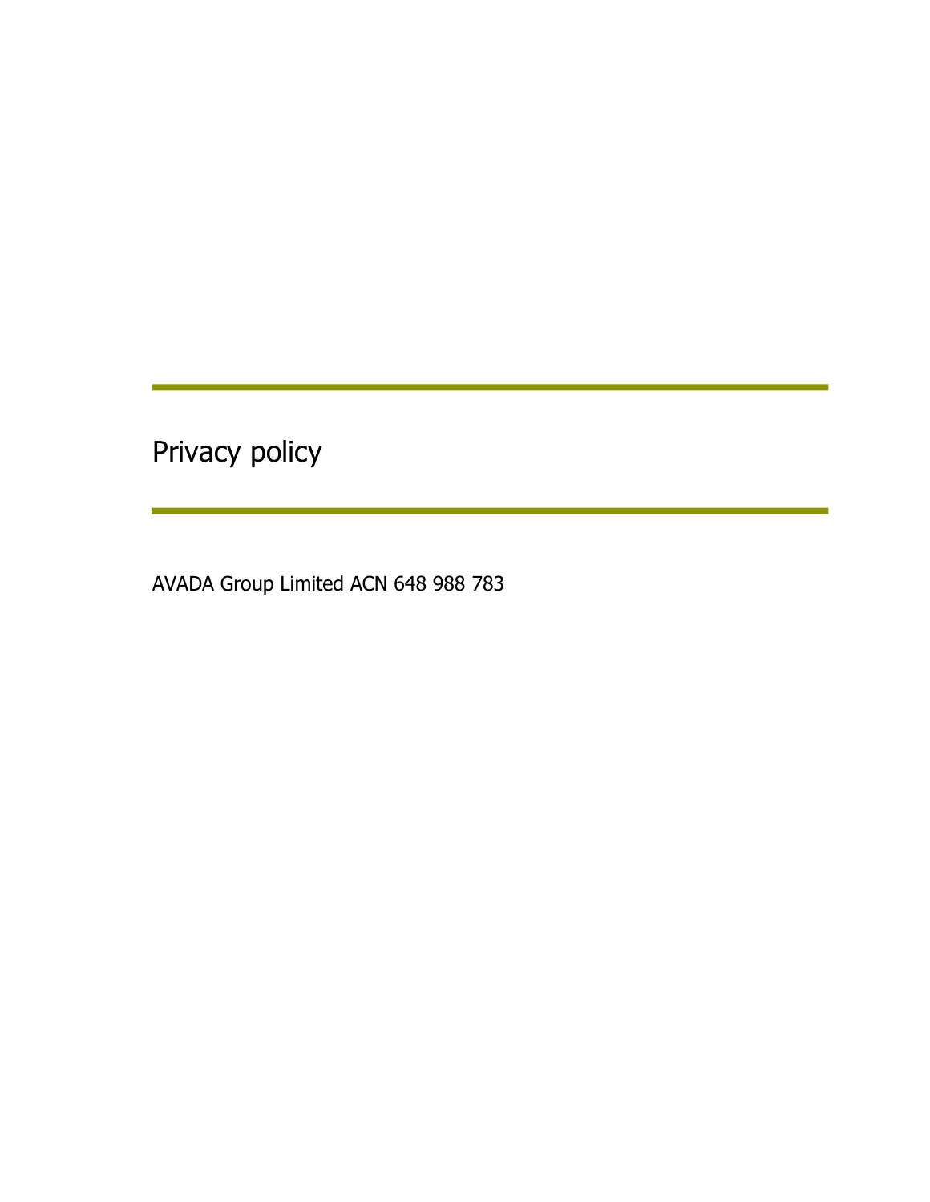# Privacy policy

AVADA Group Limited ACN 648 988 783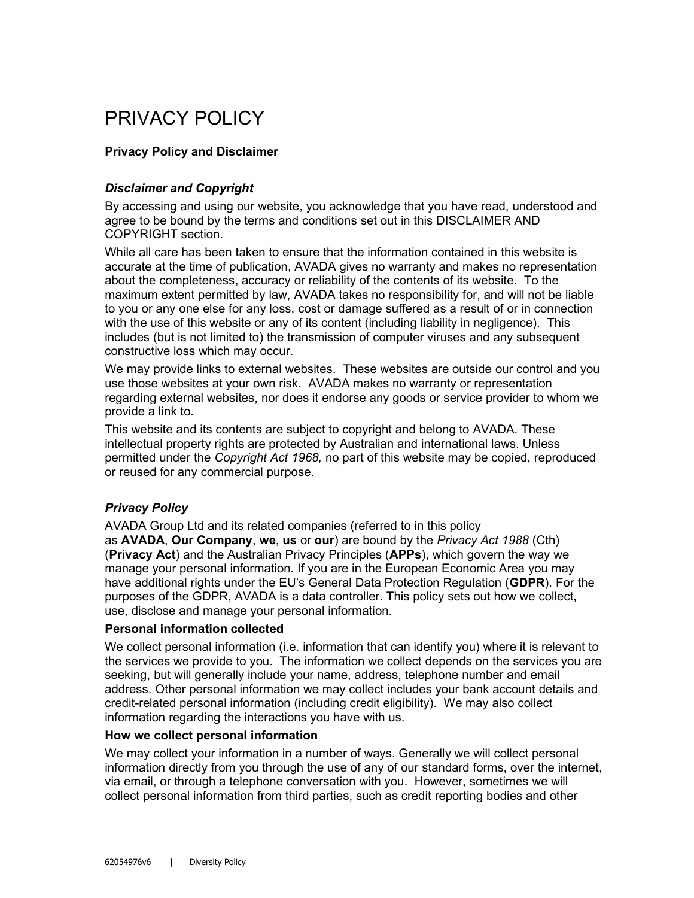# PRIVACY POLICY

**Privacy Policy and Disclaimer**

***Disclaimer and Copyright***

By accessing and using our website, you acknowledge that you have read, understood and agree to be bound by the terms and conditions set out in this DISCLAIMER AND COPYRIGHT section.

While all care has been taken to ensure that the information contained in this website is accurate at the time of publication, AVADA gives no warranty and makes no representation about the completeness, accuracy or reliability of the contents of its website. To the maximum extent permitted by law, AVADA takes no responsibility for, and will not be liable to you or any one else for any loss, cost or damage suffered as a result of or in connection with the use of this website or any of its content (including liability in negligence). This includes (but is not limited to) the transmission of computer viruses and any subsequent constructive loss which may occur.

We may provide links to external websites. These websites are outside our control and you use those websites at your own risk. AVADA makes no warranty or representation regarding external websites, nor does it endorse any goods or service provider to whom we provide a link to.

This website and its contents are subject to copyright and belong to AVADA. These intellectual property rights are protected by Australian and international laws. Unless permitted under the *Copyright Act 1968,* no part of this website may be copied, reproduced or reused for any commercial purpose.

***Privacy Policy***

AVADA Group Ltd and its related companies (referred to in this policy as **AVADA**, **Our Company**, **we**, **us** or **our**) are bound by the *Privacy Act 1988* (Cth) (**Privacy Act**) and the Australian Privacy Principles (**APPs**), which govern the way we manage your personal information. If you are in the European Economic Area you may have additional rights under the EU's General Data Protection Regulation (**GDPR**). For the purposes of the GDPR, AVADA is a data controller. This policy sets out how we collect, use, disclose and manage your personal information.

**Personal information collected**

We collect personal information (i.e. information that can identify you) where it is relevant to the services we provide to you. The information we collect depends on the services you are seeking, but will generally include your name, address, telephone number and email address. Other personal information we may collect includes your bank account details and credit-related personal information (including credit eligibility). We may also collect information regarding the interactions you have with us.

**How we collect personal information**

We may collect your information in a number of ways. Generally we will collect personal information directly from you through the use of any of our standard forms, over the internet, via email, or through a telephone conversation with you. However, sometimes we will collect personal information from third parties, such as credit reporting bodies and other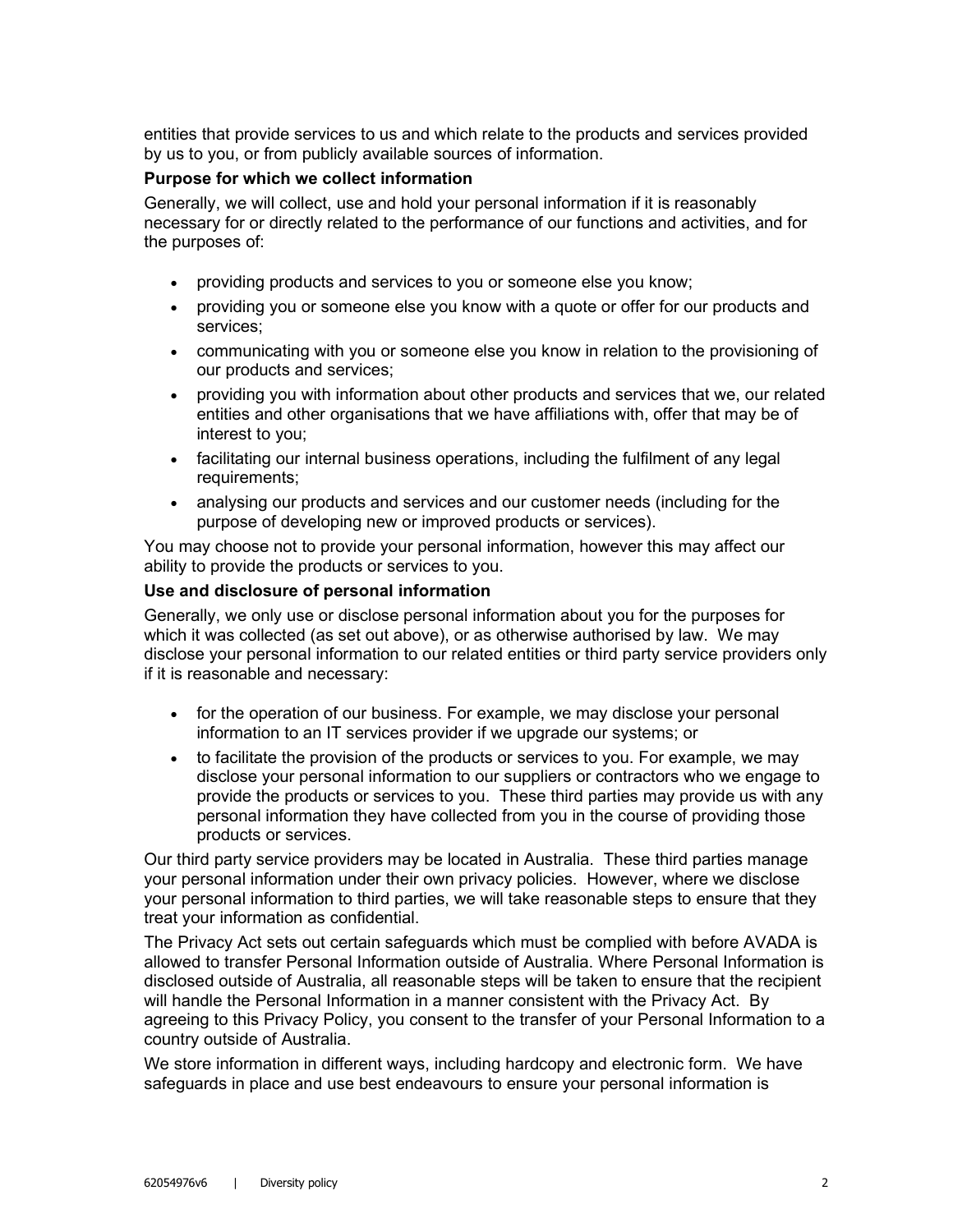entities that provide services to us and which relate to the products and services provided by us to you, or from publicly available sources of information.

**Purpose for which we collect information**

Generally, we will collect, use and hold your personal information if it is reasonably necessary for or directly related to the performance of our functions and activities, and for the purposes of:

- providing products and services to you or someone else you know;
- providing you or someone else you know with a quote or offer for our products and services;
- communicating with you or someone else you know in relation to the provisioning of our products and services;
- providing you with information about other products and services that we, our related entities and other organisations that we have affiliations with, offer that may be of interest to you;
- facilitating our internal business operations, including the fulfilment of any legal requirements;
- analysing our products and services and our customer needs (including for the purpose of developing new or improved products or services).

You may choose not to provide your personal information, however this may affect our ability to provide the products or services to you.

**Use and disclosure of personal information**

Generally, we only use or disclose personal information about you for the purposes for which it was collected (as set out above), or as otherwise authorised by law. We may disclose your personal information to our related entities or third party service providers only if it is reasonable and necessary:

- for the operation of our business. For example, we may disclose your personal information to an IT services provider if we upgrade our systems; or
- to facilitate the provision of the products or services to you. For example, we may disclose your personal information to our suppliers or contractors who we engage to provide the products or services to you. These third parties may provide us with any personal information they have collected from you in the course of providing those products or services.

Our third party service providers may be located in Australia. These third parties manage your personal information under their own privacy policies. However, where we disclose your personal information to third parties, we will take reasonable steps to ensure that they treat your information as confidential.

The Privacy Act sets out certain safeguards which must be complied with before AVADA is allowed to transfer Personal Information outside of Australia. Where Personal Information is disclosed outside of Australia, all reasonable steps will be taken to ensure that the recipient will handle the Personal Information in a manner consistent with the Privacy Act. By agreeing to this Privacy Policy, you consent to the transfer of your Personal Information to a country outside of Australia.

We store information in different ways, including hardcopy and electronic form. We have safeguards in place and use best endeavours to ensure your personal information is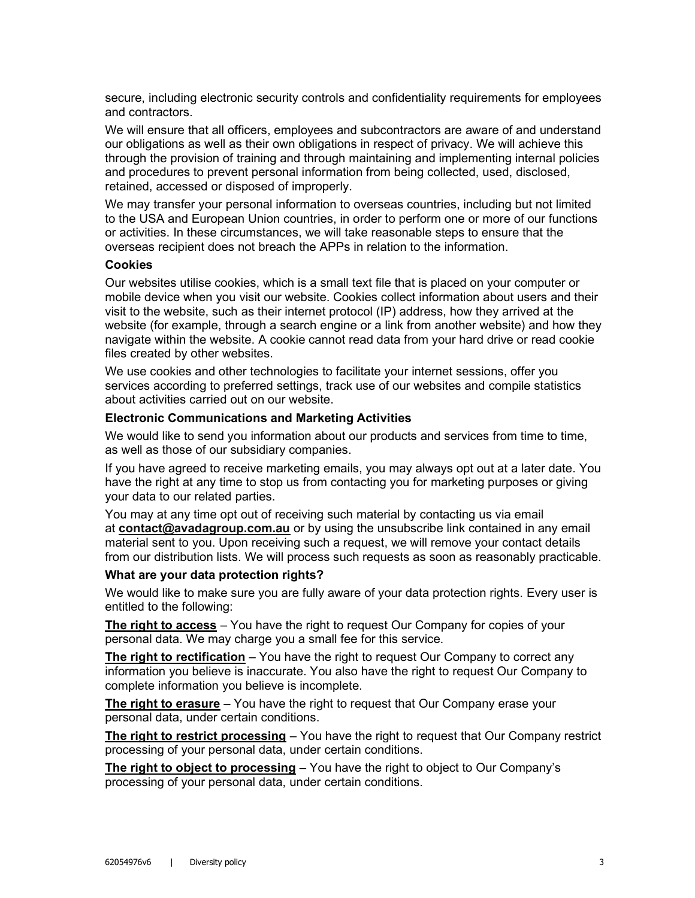secure, including electronic security controls and confidentiality requirements for employees and contractors.

We will ensure that all officers, employees and subcontractors are aware of and understand our obligations as well as their own obligations in respect of privacy. We will achieve this through the provision of training and through maintaining and implementing internal policies and procedures to prevent personal information from being collected, used, disclosed, retained, accessed or disposed of improperly.

We may transfer your personal information to overseas countries, including but not limited to the USA and European Union countries, in order to perform one or more of our functions or activities. In these circumstances, we will take reasonable steps to ensure that the overseas recipient does not breach the APPs in relation to the information.

**Cookies**

Our websites utilise cookies, which is a small text file that is placed on your computer or mobile device when you visit our website. Cookies collect information about users and their visit to the website, such as their internet protocol (IP) address, how they arrived at the website (for example, through a search engine or a link from another website) and how they navigate within the website. A cookie cannot read data from your hard drive or read cookie files created by other websites.

We use cookies and other technologies to facilitate your internet sessions, offer you services according to preferred settings, track use of our websites and compile statistics about activities carried out on our website.

**Electronic Communications and Marketing Activities**

We would like to send you information about our products and services from time to time, as well as those of our subsidiary companies.

If you have agreed to receive marketing emails, you may always opt out at a later date. You have the right at any time to stop us from contacting you for marketing purposes or giving your data to our related parties.

You may at any time opt out of receiving such material by contacting us via email at **contact@avadagroup.com.au** or by using the unsubscribe link contained in any email material sent to you. Upon receiving such a request, we will remove your contact details from our distribution lists. We will process such requests as soon as reasonably practicable.

**What are your data protection rights?**

We would like to make sure you are fully aware of your data protection rights. Every user is entitled to the following:

**The right to access** – You have the right to request Our Company for copies of your personal data. We may charge you a small fee for this service.

**The right to rectification** – You have the right to request Our Company to correct any information you believe is inaccurate. You also have the right to request Our Company to complete information you believe is incomplete.

**The right to erasure** – You have the right to request that Our Company erase your personal data, under certain conditions.

**The right to restrict processing** – You have the right to request that Our Company restrict processing of your personal data, under certain conditions.

**The right to object to processing** – You have the right to object to Our Company's processing of your personal data, under certain conditions.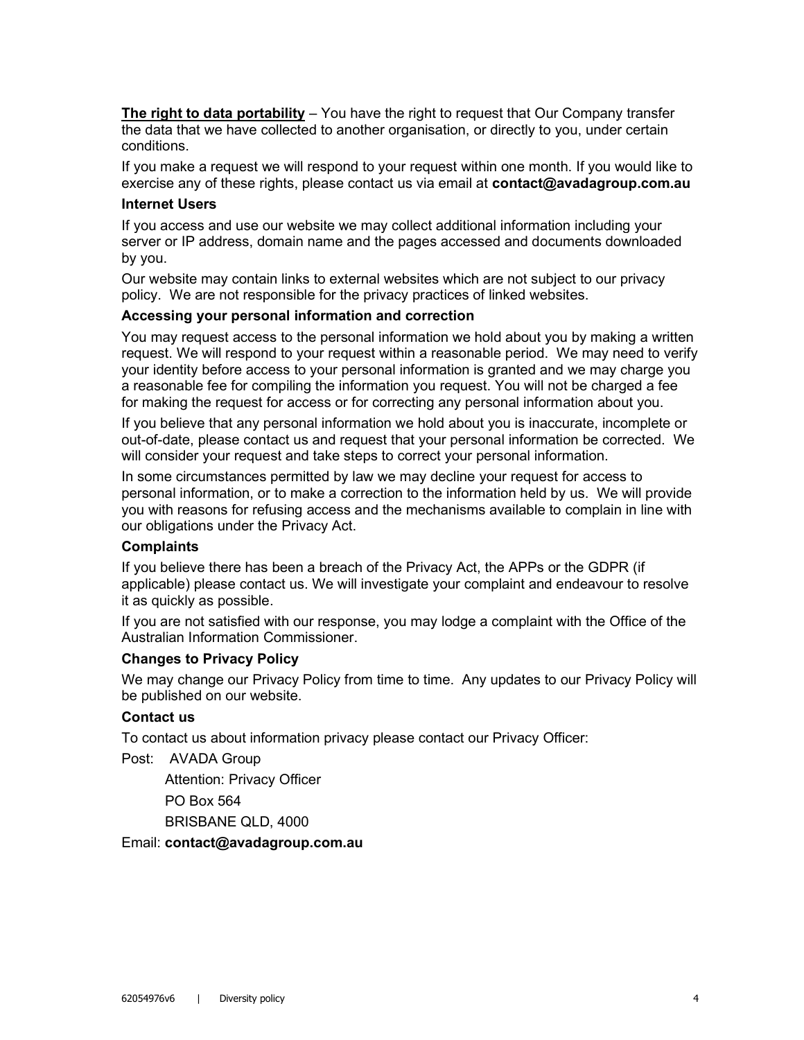**<u>The right to data portability</u>** – You have the right to request that Our Company transfer the data that we have collected to another organisation, or directly to you, under certain conditions.

If you make a request we will respond to your request within one month. If you would like to exercise any of these rights, please contact us via email at **contact@avadagroup.com.au**

### Internet Users

If you access and use our website we may collect additional information including your server or IP address, domain name and the pages accessed and documents downloaded by you.

Our website may contain links to external websites which are not subject to our privacy policy. We are not responsible for the privacy practices of linked websites.

### Accessing your personal information and correction

You may request access to the personal information we hold about you by making a written request. We will respond to your request within a reasonable period. We may need to verify your identity before access to your personal information is granted and we may charge you a reasonable fee for compiling the information you request. You will not be charged a fee for making the request for access or for correcting any personal information about you.

If you believe that any personal information we hold about you is inaccurate, incomplete or out-of-date, please contact us and request that your personal information be corrected. We will consider your request and take steps to correct your personal information.

In some circumstances permitted by law we may decline your request for access to personal information, or to make a correction to the information held by us. We will provide you with reasons for refusing access and the mechanisms available to complain in line with our obligations under the Privacy Act.

### Complaints

If you believe there has been a breach of the Privacy Act, the APPs or the GDPR (if applicable) please contact us. We will investigate your complaint and endeavour to resolve it as quickly as possible.

If you are not satisfied with our response, you may lodge a complaint with the Office of the Australian Information Commissioner.

### Changes to Privacy Policy

We may change our Privacy Policy from time to time. Any updates to our Privacy Policy will be published on our website.

### Contact us

To contact us about information privacy please contact our Privacy Officer:

Post: AVADA Group
Attention: Privacy Officer
PO Box 564
BRISBANE QLD, 4000

Email: **contact@avadagroup.com.au**